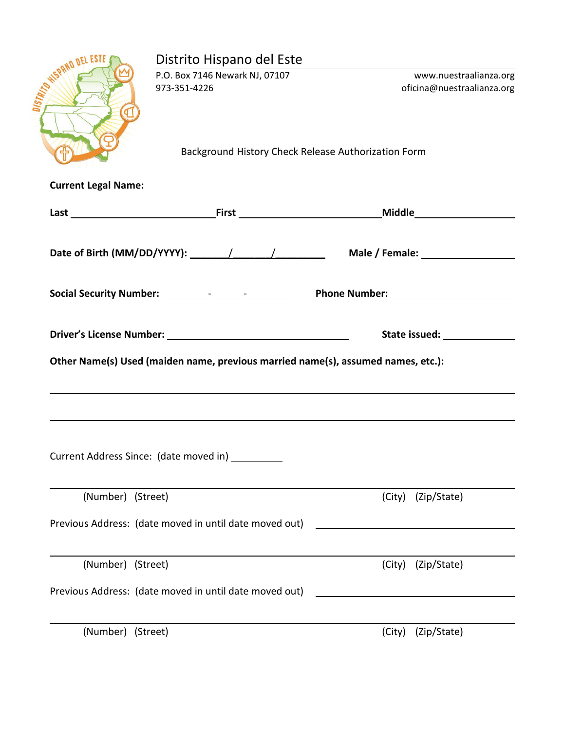# Distrito Hispano del Este

P.O. Box 7146 Newark NJ, 07107
973-351-4226

www.nuestraalianza.org
oficina@nuestraalianza.org

Background History Check Release Authorization Form

**Current Legal Name:**

**Last** ______________________ **First** ______________________ **Middle** ________________

**Date of Birth (MM/DD/YYYY):** ______/______/________ **Male / Female:** ______________

**Social Security Number:** ________-______-________ **Phone Number:** ____________________

**Driver's License Number:** ______________________________ **State issued:** ____________

**Other Name(s) Used (maiden name, previous married name(s), assumed names, etc.):**

_______________________________________________________________________________

_______________________________________________________________________________

Current Address Since: (date moved in) __________

_______________________________________________________________________________

(Number) (Street) (City) (Zip/State)

Previous Address: (date moved in until date moved out) ______________________________

_______________________________________________________________________________

(Number) (Street) (City) (Zip/State)

Previous Address: (date moved in until date moved out) ______________________________

_______________________________________________________________________________

(Number) (Street) (City) (Zip/State)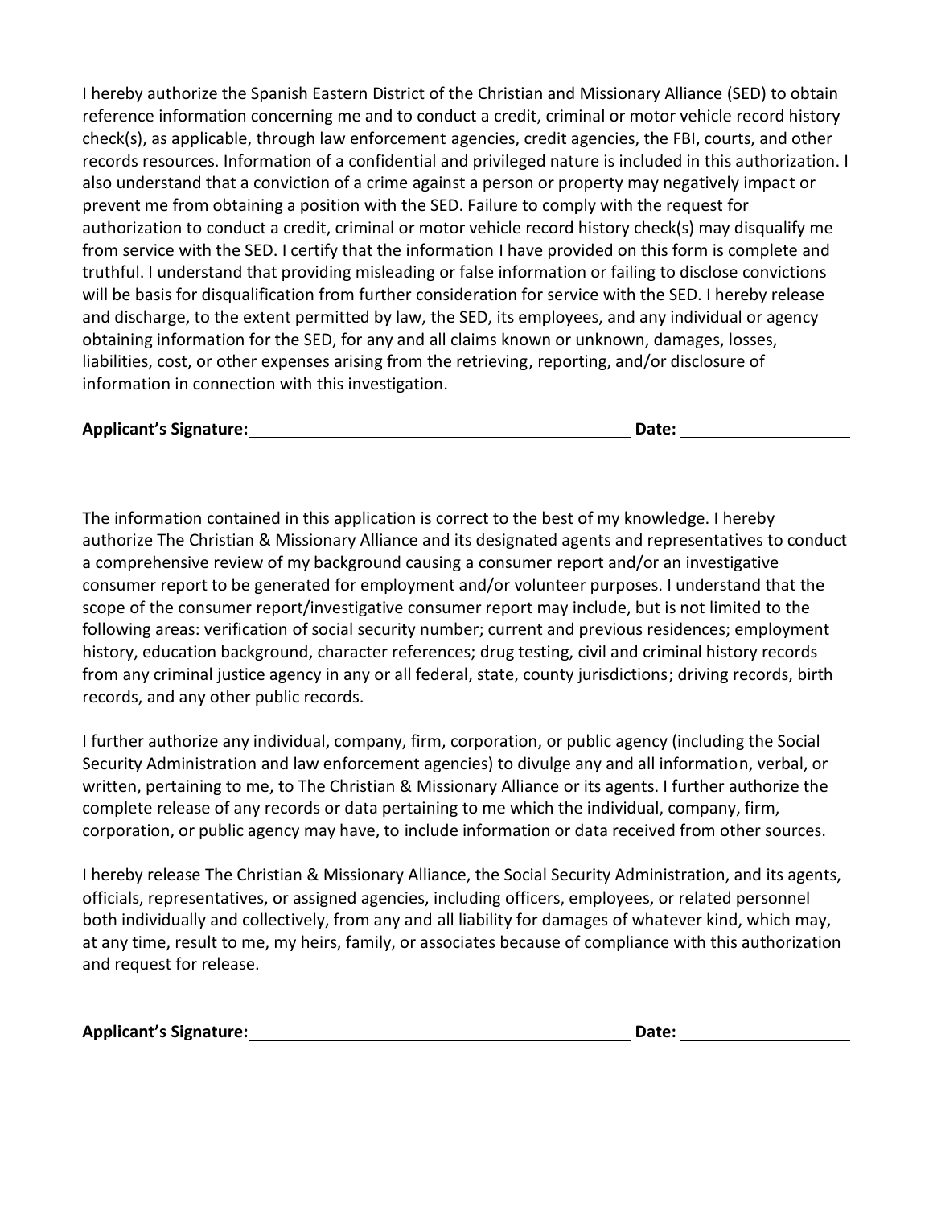I hereby authorize the Spanish Eastern District of the Christian and Missionary Alliance (SED) to obtain reference information concerning me and to conduct a credit, criminal or motor vehicle record history check(s), as applicable, through law enforcement agencies, credit agencies, the FBI, courts, and other records resources. Information of a confidential and privileged nature is included in this authorization. I also understand that a conviction of a crime against a person or property may negatively impact or prevent me from obtaining a position with the SED. Failure to comply with the request for authorization to conduct a credit, criminal or motor vehicle record history check(s) may disqualify me from service with the SED. I certify that the information I have provided on this form is complete and truthful. I understand that providing misleading or false information or failing to disclose convictions will be basis for disqualification from further consideration for service with the SED. I hereby release and discharge, to the extent permitted by law, the SED, its employees, and any individual or agency obtaining information for the SED, for any and all claims known or unknown, damages, losses, liabilities, cost, or other expenses arising from the retrieving, reporting, and/or disclosure of information in connection with this investigation.

**Applicant's Signature:** ______________________________ **Date:** ______________

The information contained in this application is correct to the best of my knowledge. I hereby authorize The Christian & Missionary Alliance and its designated agents and representatives to conduct a comprehensive review of my background causing a consumer report and/or an investigative consumer report to be generated for employment and/or volunteer purposes. I understand that the scope of the consumer report/investigative consumer report may include, but is not limited to the following areas: verification of social security number; current and previous residences; employment history, education background, character references; drug testing, civil and criminal history records from any criminal justice agency in any or all federal, state, county jurisdictions; driving records, birth records, and any other public records.

I further authorize any individual, company, firm, corporation, or public agency (including the Social Security Administration and law enforcement agencies) to divulge any and all information, verbal, or written, pertaining to me, to The Christian & Missionary Alliance or its agents. I further authorize the complete release of any records or data pertaining to me which the individual, company, firm, corporation, or public agency may have, to include information or data received from other sources.

I hereby release The Christian & Missionary Alliance, the Social Security Administration, and its agents, officials, representatives, or assigned agencies, including officers, employees, or related personnel both individually and collectively, from any and all liability for damages of whatever kind, which may, at any time, result to me, my heirs, family, or associates because of compliance with this authorization and request for release.

**Applicant's Signature:** ______________________________ **Date:** ______________